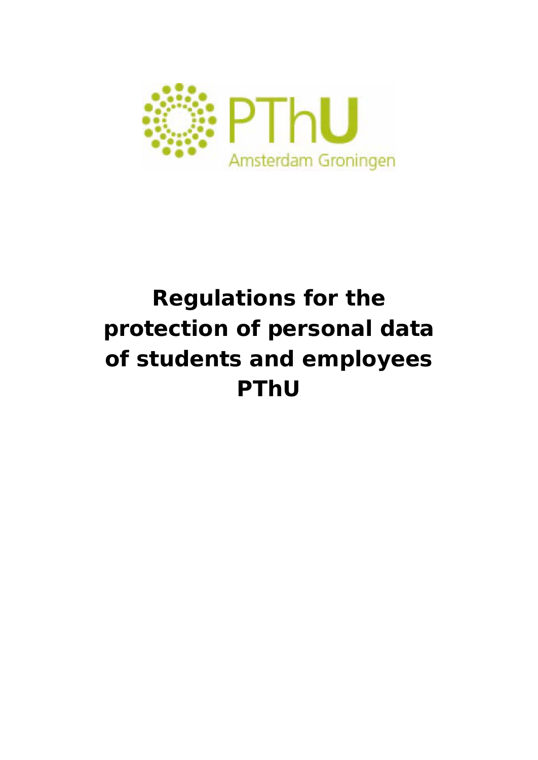PThU

Amsterdam Groningen

# Regulations for the protection of personal data of students and employees PThU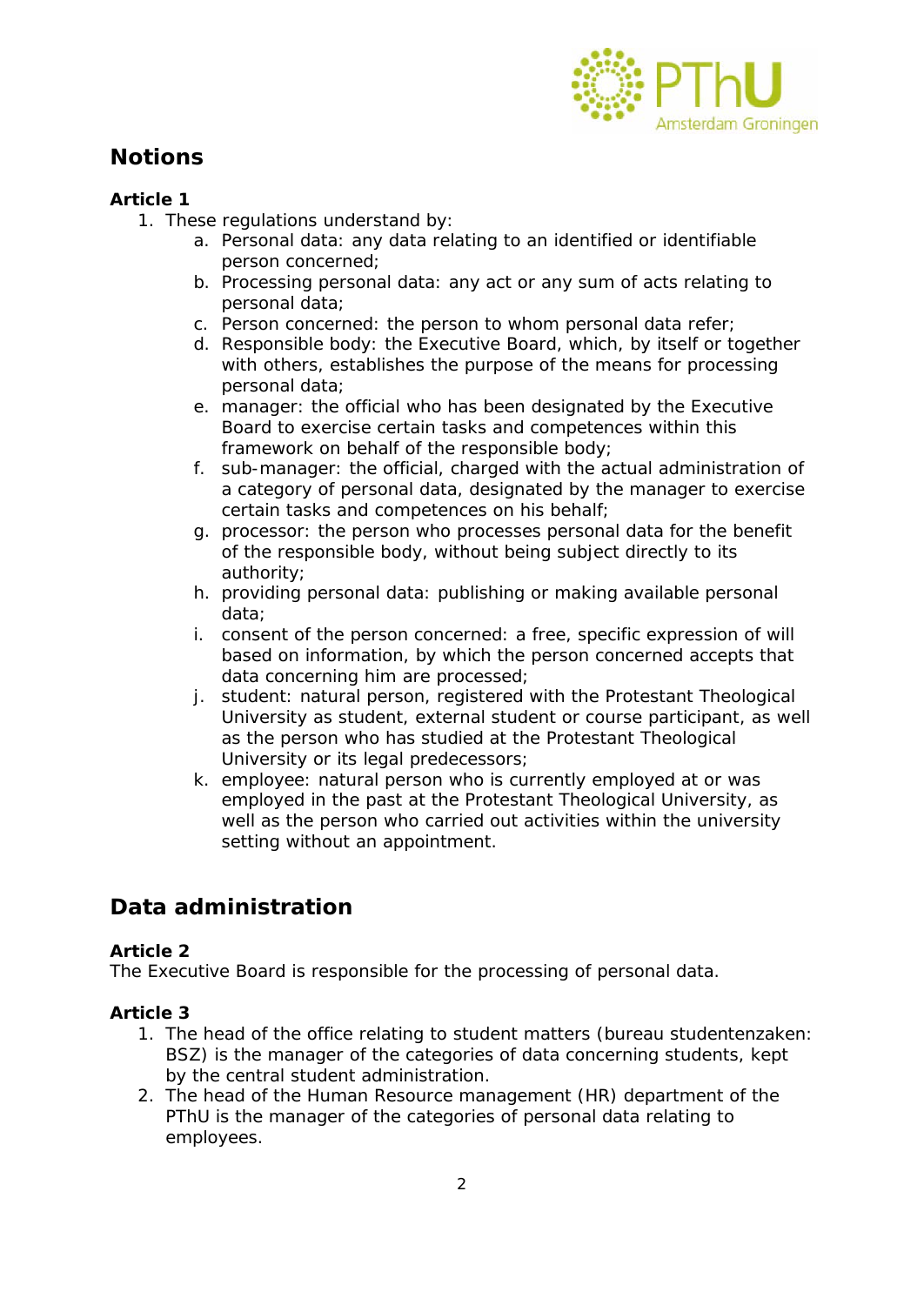## Notions

**Article 1**

1. These regulations understand by:
    a. Personal data: any data relating to an identified or identifiable person concerned;
    b. Processing personal data: any act or any sum of acts relating to personal data;
    c. Person concerned: the person to whom personal data refer;
    d. Responsible body: the Executive Board, which, by itself or together with others, establishes the purpose of the means for processing personal data;
    e. manager: the official who has been designated by the Executive Board to exercise certain tasks and competences within this framework on behalf of the responsible body;
    f. sub-manager: the official, charged with the actual administration of a category of personal data, designated by the manager to exercise certain tasks and competences on his behalf;
    g. processor: the person who processes personal data for the benefit of the responsible body, without being subject directly to its authority;
    h. providing personal data: publishing or making available personal data;
    i. consent of the person concerned: a free, specific expression of will based on information, by which the person concerned accepts that data concerning him are processed;
    j. student: natural person, registered with the Protestant Theological University as student, external student or course participant, as well as the person who has studied at the Protestant Theological University or its legal predecessors;
    k. employee: natural person who is currently employed at or was employed in the past at the Protestant Theological University, as well as the person who carried out activities within the university setting without an appointment.

## Data administration

**Article 2**

The Executive Board is responsible for the processing of personal data.

**Article 3**

1. The head of the office relating to student matters (bureau studentenzaken: BSZ) is the manager of the categories of data concerning students, kept by the central student administration.
2. The head of the Human Resource management (HR) department of the PThU is the manager of the categories of personal data relating to employees.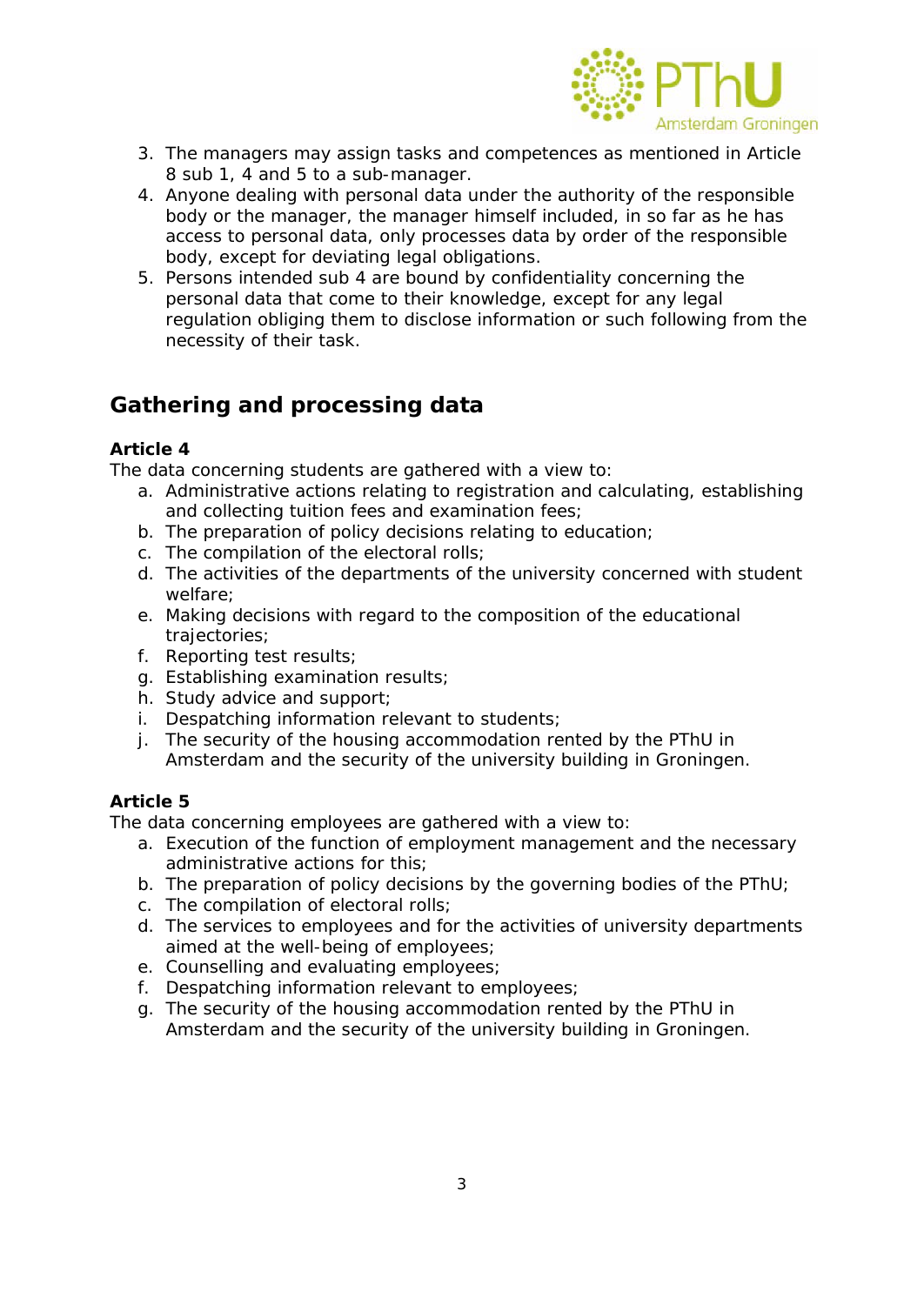3. The managers may assign tasks and competences as mentioned in Article 8 sub 1, 4 and 5 to a sub-manager.
4. Anyone dealing with personal data under the authority of the responsible body or the manager, the manager himself included, in so far as he has access to personal data, only processes data by order of the responsible body, except for deviating legal obligations.
5. Persons intended sub 4 are bound by confidentiality concerning the personal data that come to their knowledge, except for any legal regulation obliging them to disclose information or such following from the necessity of their task.

## Gathering and processing data

**Article 4**

The data concerning students are gathered with a view to:

a. Administrative actions relating to registration and calculating, establishing and collecting tuition fees and examination fees;
b. The preparation of policy decisions relating to education;
c. The compilation of the electoral rolls;
d. The activities of the departments of the university concerned with student welfare;
e. Making decisions with regard to the composition of the educational trajectories;
f. Reporting test results;
g. Establishing examination results;
h. Study advice and support;
i. Despatching information relevant to students;
j. The security of the housing accommodation rented by the PThU in Amsterdam and the security of the university building in Groningen.

**Article 5**

The data concerning employees are gathered with a view to:

a. Execution of the function of employment management and the necessary administrative actions for this;
b. The preparation of policy decisions by the governing bodies of the PThU;
c. The compilation of electoral rolls;
d. The services to employees and for the activities of university departments aimed at the well-being of employees;
e. Counselling and evaluating employees;
f. Despatching information relevant to employees;
g. The security of the housing accommodation rented by the PThU in Amsterdam and the security of the university building in Groningen.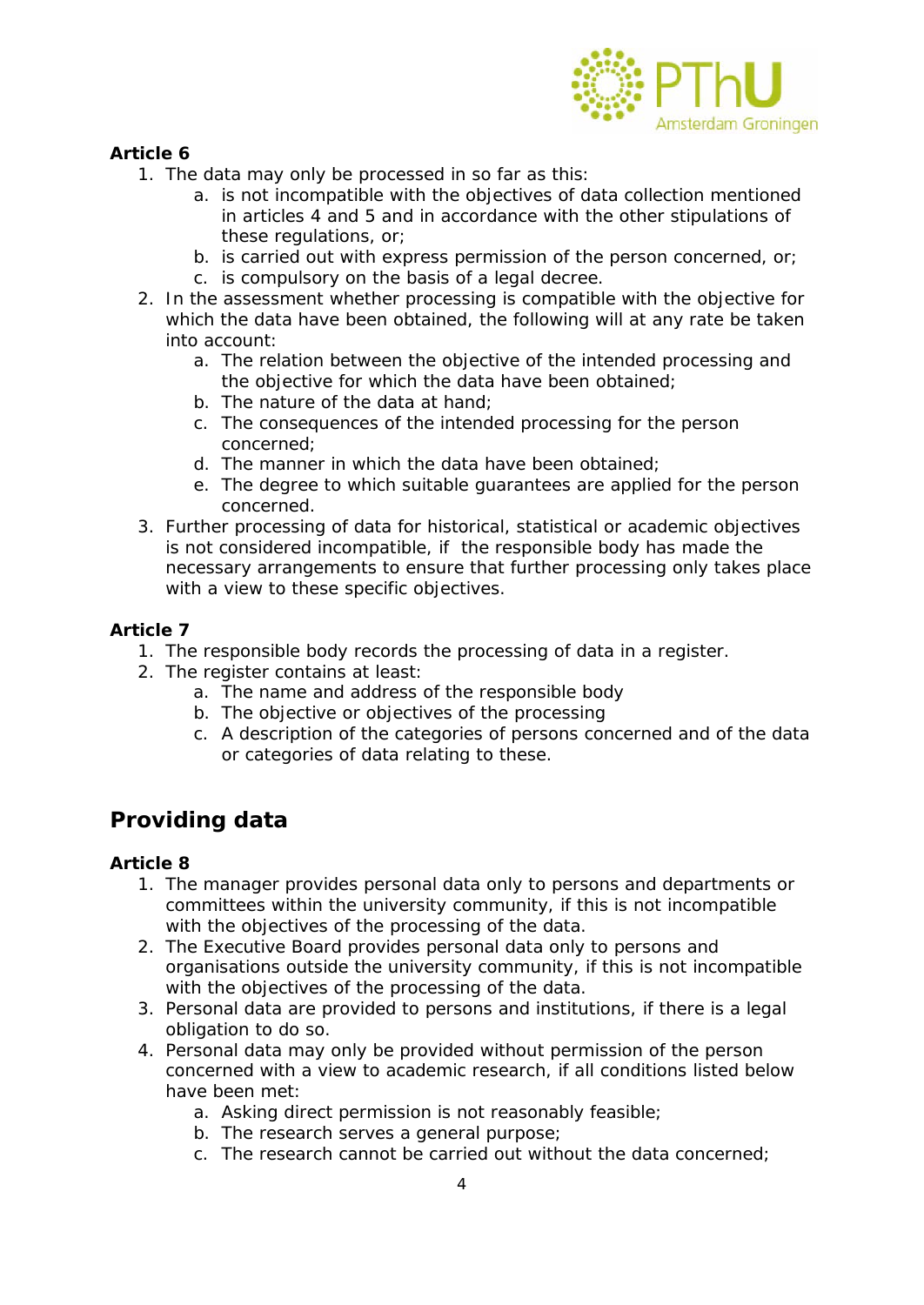**Article 6**

1. The data may only be processed in so far as this:
    a. is not incompatible with the objectives of data collection mentioned in articles 4 and 5 and in accordance with the other stipulations of these regulations, or;
    b. is carried out with express permission of the person concerned, or;
    c. is compulsory on the basis of a legal decree.
2. In the assessment whether processing is compatible with the objective for which the data have been obtained, the following will at any rate be taken into account:
    a. The relation between the objective of the intended processing and the objective for which the data have been obtained;
    b. The nature of the data at hand;
    c. The consequences of the intended processing for the person concerned;
    d. The manner in which the data have been obtained;
    e. The degree to which suitable guarantees are applied for the person concerned.
3. Further processing of data for historical, statistical or academic objectives is not considered incompatible, if the responsible body has made the necessary arrangements to ensure that further processing only takes place with a view to these specific objectives.

**Article 7**

1. The responsible body records the processing of data in a register.
2. The register contains at least:
    a. The name and address of the responsible body
    b. The objective or objectives of the processing
    c. A description of the categories of persons concerned and of the data or categories of data relating to these.

## Providing data

**Article 8**

1. The manager provides personal data only to persons and departments or committees within the university community, if this is not incompatible with the objectives of the processing of the data.
2. The Executive Board provides personal data only to persons and organisations outside the university community, if this is not incompatible with the objectives of the processing of the data.
3. Personal data are provided to persons and institutions, if there is a legal obligation to do so.
4. Personal data may only be provided without permission of the person concerned with a view to academic research, if all conditions listed below have been met:
    a. Asking direct permission is not reasonably feasible;
    b. The research serves a general purpose;
    c. The research cannot be carried out without the data concerned;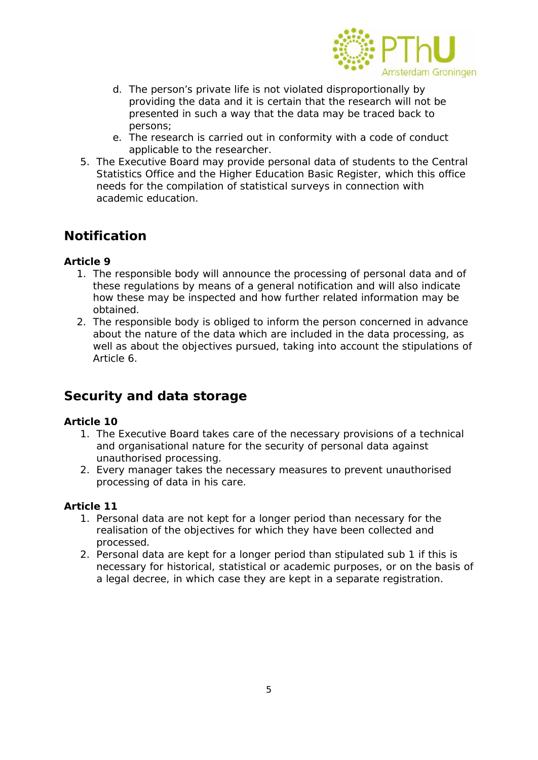d. The person's private life is not violated disproportionally by providing the data and it is certain that the research will not be presented in such a way that the data may be traced back to persons;
e. The research is carried out in conformity with a code of conduct applicable to the researcher.

5. The Executive Board may provide personal data of students to the Central Statistics Office and the Higher Education Basic Register, which this office needs for the compilation of statistical surveys in connection with academic education.

## Notification

**Article 9**

1. The responsible body will announce the processing of personal data and of these regulations by means of a general notification and will also indicate how these may be inspected and how further related information may be obtained.
2. The responsible body is obliged to inform the person concerned in advance about the nature of the data which are included in the data processing, as well as about the objectives pursued, taking into account the stipulations of Article 6.

## Security and data storage

**Article 10**

1. The Executive Board takes care of the necessary provisions of a technical and organisational nature for the security of personal data against unauthorised processing.
2. Every manager takes the necessary measures to prevent unauthorised processing of data in his care.

**Article 11**

1. Personal data are not kept for a longer period than necessary for the realisation of the objectives for which they have been collected and processed.
2. Personal data are kept for a longer period than stipulated sub 1 if this is necessary for historical, statistical or academic purposes, or on the basis of a legal decree, in which case they are kept in a separate registration.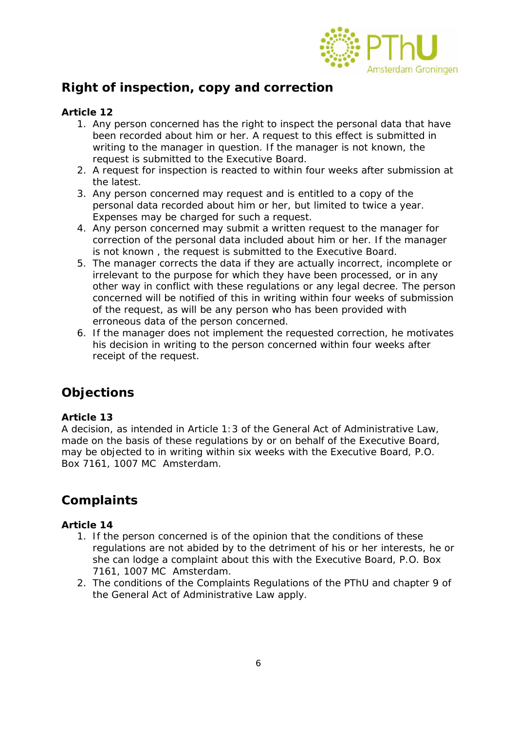## Right of inspection, copy and correction

**Article 12**

1. Any person concerned has the right to inspect the personal data that have been recorded about him or her. A request to this effect is submitted in writing to the manager in question. If the manager is not known, the request is submitted to the Executive Board.
2. A request for inspection is reacted to within four weeks after submission at the latest.
3. Any person concerned may request and is entitled to a copy of the personal data recorded about him or her, but limited to twice a year. Expenses may be charged for such a request.
4. Any person concerned may submit a written request to the manager for correction of the personal data included about him or her. If the manager is not known , the request is submitted to the Executive Board.
5. The manager corrects the data if they are actually incorrect, incomplete or irrelevant to the purpose for which they have been processed, or in any other way in conflict with these regulations or any legal decree. The person concerned will be notified of this in writing within four weeks of submission of the request, as will be any person who has been provided with erroneous data of the person concerned.
6. If the manager does not implement the requested correction, he motivates his decision in writing to the person concerned within four weeks after receipt of the request.

## Objections

**Article 13**

A decision, as intended in Article 1:3 of the General Act of Administrative Law, made on the basis of these regulations by or on behalf of the Executive Board, may be objected to in writing within six weeks with the Executive Board, P.O. Box 7161, 1007 MC Amsterdam.

## Complaints

**Article 14**

1. If the person concerned is of the opinion that the conditions of these regulations are not abided by to the detriment of his or her interests, he or she can lodge a complaint about this with the Executive Board, P.O. Box 7161, 1007 MC Amsterdam.
2. The conditions of the Complaints Regulations of the PThU and chapter 9 of the General Act of Administrative Law apply.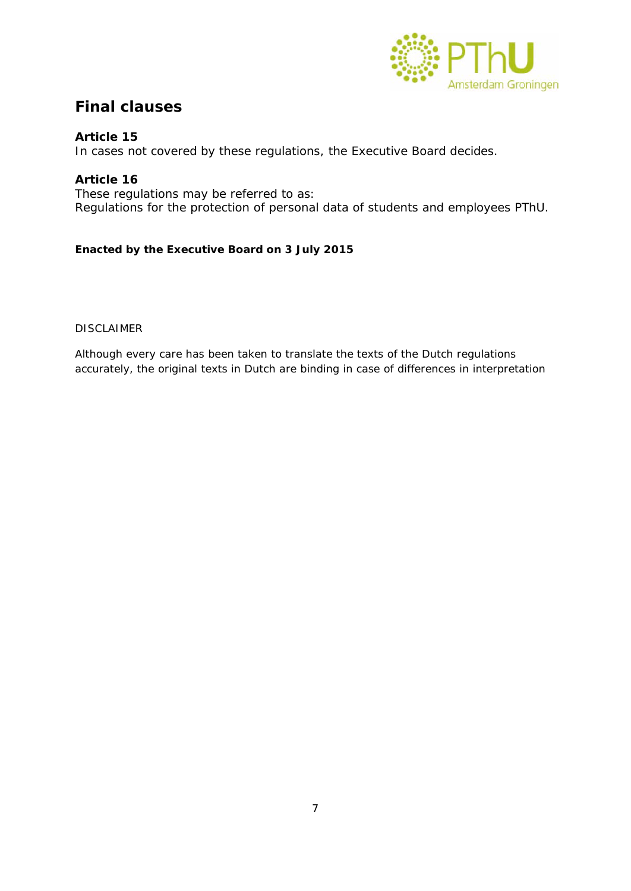## Final clauses

**Article 15**
In cases not covered by these regulations, the Executive Board decides.

**Article 16**
These regulations may be referred to as:
Regulations for the protection of personal data of students and employees PThU.

**Enacted by the Executive Board on 3 July 2015**

DISCLAIMER

Although every care has been taken to translate the texts of the Dutch regulations accurately, the original texts in Dutch are binding in case of differences in interpretation